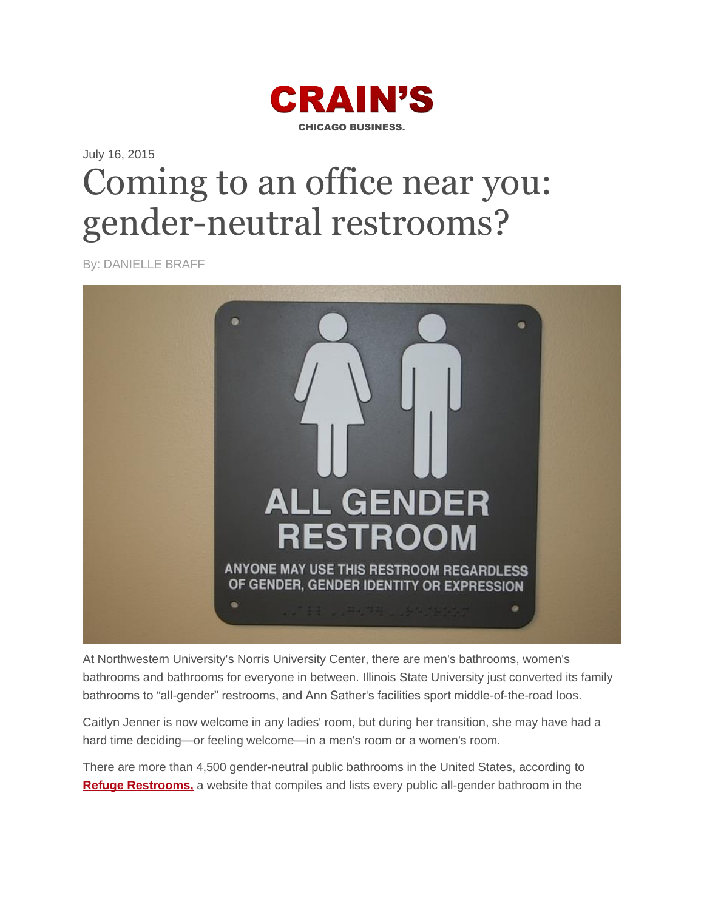CRAIN'S

CHICAGO BUSINESS.

July 16, 2015

# Coming to an office near you: gender-neutral restrooms?

By: DANIELLE BRAFF

At Northwestern University's Norris University Center, there are men's bathrooms, women's bathrooms and bathrooms for everyone in between. Illinois State University just converted its family bathrooms to "all-gender" restrooms, and Ann Sather's facilities sport middle-of-the-road loos.

Caitlyn Jenner is now welcome in any ladies' room, but during her transition, she may have had a hard time deciding—or feeling welcome—in a men's room or a women's room.

There are more than 4,500 gender-neutral public bathrooms in the United States, according to **Refuge Restrooms,** a website that compiles and lists every public all-gender bathroom in the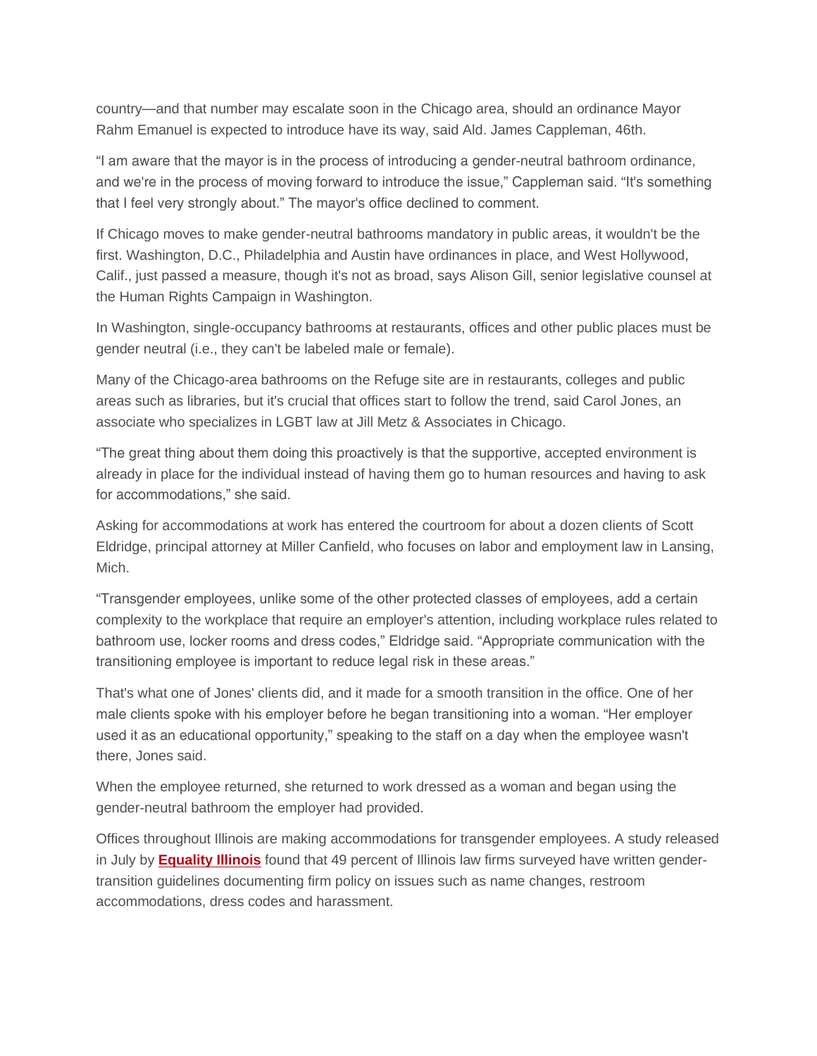country—and that number may escalate soon in the Chicago area, should an ordinance Mayor Rahm Emanuel is expected to introduce have its way, said Ald. James Cappleman, 46th.

"I am aware that the mayor is in the process of introducing a gender-neutral bathroom ordinance, and we're in the process of moving forward to introduce the issue," Cappleman said. "It's something that I feel very strongly about." The mayor's office declined to comment.

If Chicago moves to make gender-neutral bathrooms mandatory in public areas, it wouldn't be the first. Washington, D.C., Philadelphia and Austin have ordinances in place, and West Hollywood, Calif., just passed a measure, though it's not as broad, says Alison Gill, senior legislative counsel at the Human Rights Campaign in Washington.

In Washington, single-occupancy bathrooms at restaurants, offices and other public places must be gender neutral (i.e., they can't be labeled male or female).

Many of the Chicago-area bathrooms on the Refuge site are in restaurants, colleges and public areas such as libraries, but it's crucial that offices start to follow the trend, said Carol Jones, an associate who specializes in LGBT law at Jill Metz & Associates in Chicago.

"The great thing about them doing this proactively is that the supportive, accepted environment is already in place for the individual instead of having them go to human resources and having to ask for accommodations," she said.

Asking for accommodations at work has entered the courtroom for about a dozen clients of Scott Eldridge, principal attorney at Miller Canfield, who focuses on labor and employment law in Lansing, Mich.

"Transgender employees, unlike some of the other protected classes of employees, add a certain complexity to the workplace that require an employer's attention, including workplace rules related to bathroom use, locker rooms and dress codes," Eldridge said. "Appropriate communication with the transitioning employee is important to reduce legal risk in these areas."

That's what one of Jones' clients did, and it made for a smooth transition in the office. One of her male clients spoke with his employer before he began transitioning into a woman. "Her employer used it as an educational opportunity," speaking to the staff on a day when the employee wasn't there, Jones said.

When the employee returned, she returned to work dressed as a woman and began using the gender-neutral bathroom the employer had provided.

Offices throughout Illinois are making accommodations for transgender employees. A study released in July by **Equality Illinois** found that 49 percent of Illinois law firms surveyed have written gender-transition guidelines documenting firm policy on issues such as name changes, restroom accommodations, dress codes and harassment.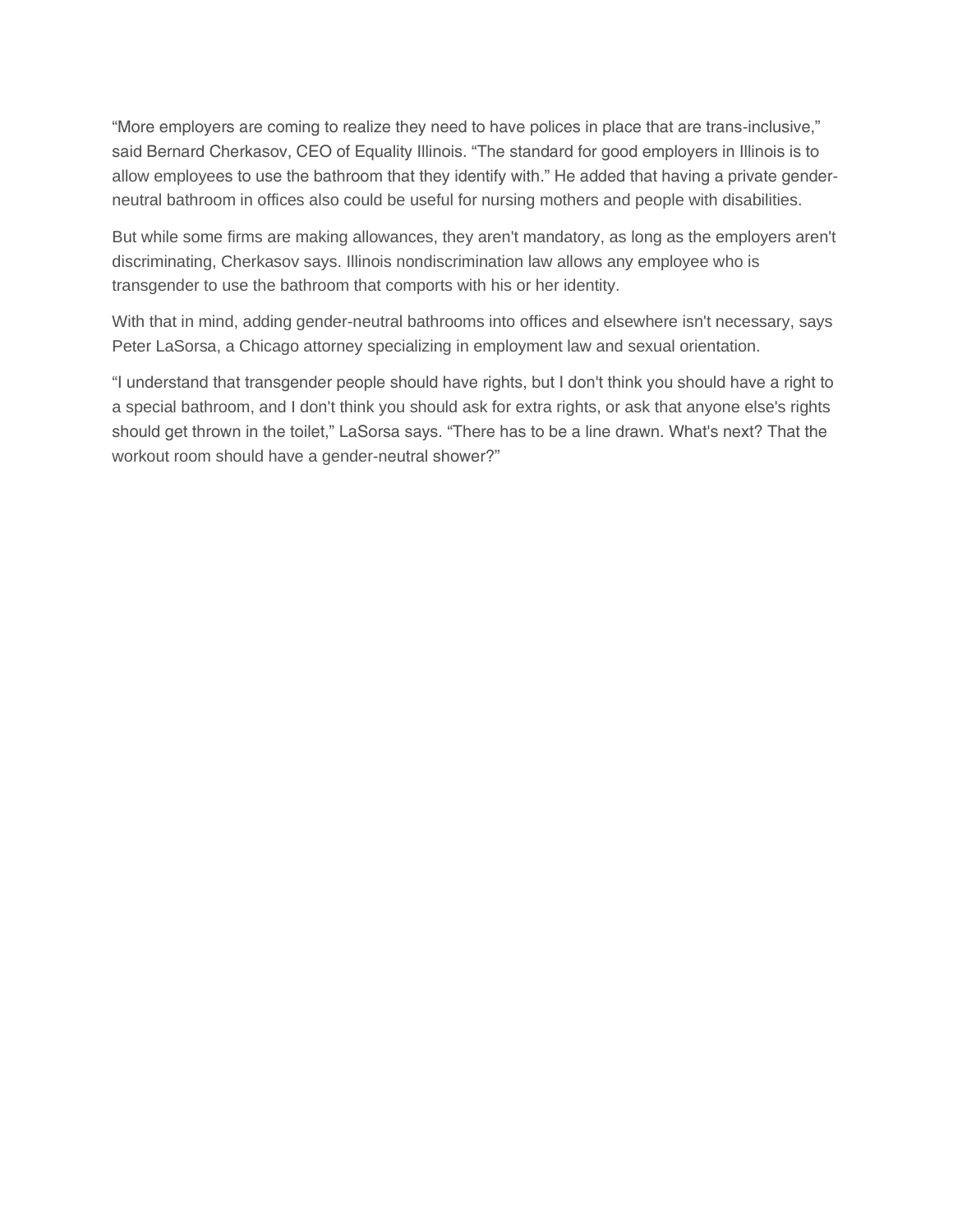"More employers are coming to realize they need to have polices in place that are trans-inclusive," said Bernard Cherkasov, CEO of Equality Illinois. "The standard for good employers in Illinois is to allow employees to use the bathroom that they identify with." He added that having a private gender-neutral bathroom in offices also could be useful for nursing mothers and people with disabilities.

But while some firms are making allowances, they aren't mandatory, as long as the employers aren't discriminating, Cherkasov says. Illinois nondiscrimination law allows any employee who is transgender to use the bathroom that comports with his or her identity.

With that in mind, adding gender-neutral bathrooms into offices and elsewhere isn't necessary, says Peter LaSorsa, a Chicago attorney specializing in employment law and sexual orientation.

"I understand that transgender people should have rights, but I don't think you should have a right to a special bathroom, and I don't think you should ask for extra rights, or ask that anyone else's rights should get thrown in the toilet," LaSorsa says. "There has to be a line drawn. What's next? That the workout room should have a gender-neutral shower?"